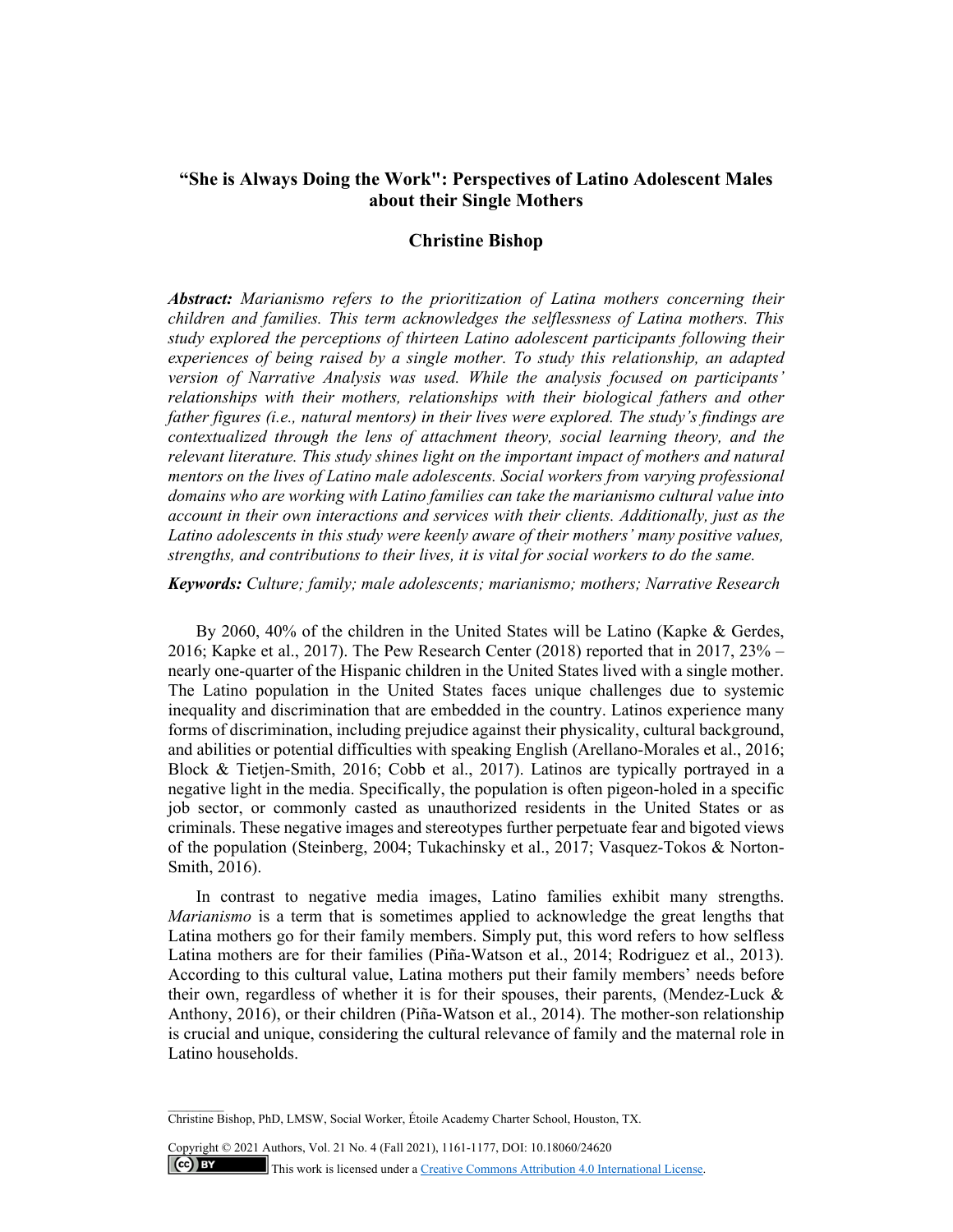# "She is Always Doing the Work": Perspectives of Latino Adolescent Males about their Single Mothers

## Christine Bishop

***Abstract:*** *Marianismo refers to the prioritization of Latina mothers concerning their children and families. This term acknowledges the selflessness of Latina mothers. This study explored the perceptions of thirteen Latino adolescent participants following their experiences of being raised by a single mother. To study this relationship, an adapted version of Narrative Analysis was used. While the analysis focused on participants' relationships with their mothers, relationships with their biological fathers and other father figures (i.e., natural mentors) in their lives were explored. The study's findings are contextualized through the lens of attachment theory, social learning theory, and the relevant literature. This study shines light on the important impact of mothers and natural mentors on the lives of Latino male adolescents. Social workers from varying professional domains who are working with Latino families can take the marianismo cultural value into account in their own interactions and services with their clients. Additionally, just as the Latino adolescents in this study were keenly aware of their mothers' many positive values, strengths, and contributions to their lives, it is vital for social workers to do the same.*

***Keywords:*** *Culture; family; male adolescents; marianismo; mothers; Narrative Research*

By 2060, 40% of the children in the United States will be Latino (Kapke & Gerdes, 2016; Kapke et al., 2017). The Pew Research Center (2018) reported that in 2017, 23% – nearly one-quarter of the Hispanic children in the United States lived with a single mother. The Latino population in the United States faces unique challenges due to systemic inequality and discrimination that are embedded in the country. Latinos experience many forms of discrimination, including prejudice against their physicality, cultural background, and abilities or potential difficulties with speaking English (Arellano-Morales et al., 2016; Block & Tietjen-Smith, 2016; Cobb et al., 2017). Latinos are typically portrayed in a negative light in the media. Specifically, the population is often pigeon-holed in a specific job sector, or commonly casted as unauthorized residents in the United States or as criminals. These negative images and stereotypes further perpetuate fear and bigoted views of the population (Steinberg, 2004; Tukachinsky et al., 2017; Vasquez-Tokos & Norton-Smith, 2016).

In contrast to negative media images, Latino families exhibit many strengths. *Marianismo* is a term that is sometimes applied to acknowledge the great lengths that Latina mothers go for their family members. Simply put, this word refers to how selfless Latina mothers are for their families (Piña-Watson et al., 2014; Rodriguez et al., 2013). According to this cultural value, Latina mothers put their family members' needs before their own, regardless of whether it is for their spouses, their parents, (Mendez-Luck & Anthony, 2016), or their children (Piña-Watson et al., 2014). The mother-son relationship is crucial and unique, considering the cultural relevance of family and the maternal role in Latino households.

---

Christine Bishop, PhD, LMSW, Social Worker, Étoile Academy Charter School, Houston, TX.

Copyright © 2021 Authors, Vol. 21 No. 4 (Fall 2021), 1161-1177, DOI: 10.18060/24620

This work is licensed under a Creative Commons Attribution 4.0 International License.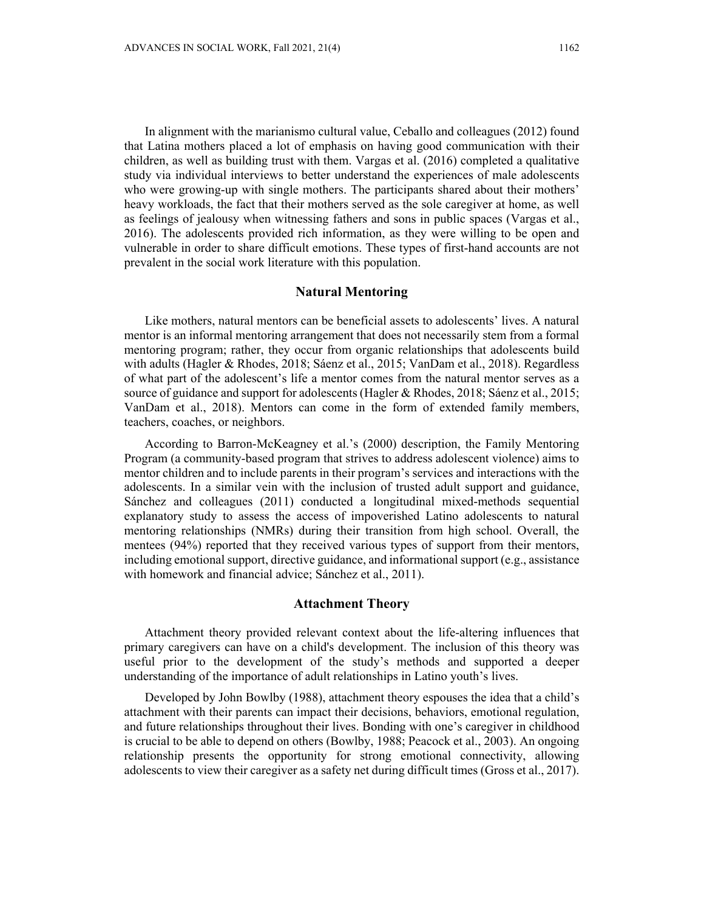In alignment with the marianismo cultural value, Ceballo and colleagues (2012) found that Latina mothers placed a lot of emphasis on having good communication with their children, as well as building trust with them. Vargas et al. (2016) completed a qualitative study via individual interviews to better understand the experiences of male adolescents who were growing-up with single mothers. The participants shared about their mothers' heavy workloads, the fact that their mothers served as the sole caregiver at home, as well as feelings of jealousy when witnessing fathers and sons in public spaces (Vargas et al., 2016). The adolescents provided rich information, as they were willing to be open and vulnerable in order to share difficult emotions. These types of first-hand accounts are not prevalent in the social work literature with this population.

## Natural Mentoring

Like mothers, natural mentors can be beneficial assets to adolescents' lives. A natural mentor is an informal mentoring arrangement that does not necessarily stem from a formal mentoring program; rather, they occur from organic relationships that adolescents build with adults (Hagler & Rhodes, 2018; Sáenz et al., 2015; VanDam et al., 2018). Regardless of what part of the adolescent's life a mentor comes from the natural mentor serves as a source of guidance and support for adolescents (Hagler & Rhodes, 2018; Sáenz et al., 2015; VanDam et al., 2018). Mentors can come in the form of extended family members, teachers, coaches, or neighbors.

According to Barron-McKeagney et al.'s (2000) description, the Family Mentoring Program (a community-based program that strives to address adolescent violence) aims to mentor children and to include parents in their program's services and interactions with the adolescents. In a similar vein with the inclusion of trusted adult support and guidance, Sánchez and colleagues (2011) conducted a longitudinal mixed-methods sequential explanatory study to assess the access of impoverished Latino adolescents to natural mentoring relationships (NMRs) during their transition from high school. Overall, the mentees (94%) reported that they received various types of support from their mentors, including emotional support, directive guidance, and informational support (e.g., assistance with homework and financial advice; Sánchez et al., 2011).

## Attachment Theory

Attachment theory provided relevant context about the life-altering influences that primary caregivers can have on a child's development. The inclusion of this theory was useful prior to the development of the study's methods and supported a deeper understanding of the importance of adult relationships in Latino youth's lives.

Developed by John Bowlby (1988), attachment theory espouses the idea that a child's attachment with their parents can impact their decisions, behaviors, emotional regulation, and future relationships throughout their lives. Bonding with one's caregiver in childhood is crucial to be able to depend on others (Bowlby, 1988; Peacock et al., 2003). An ongoing relationship presents the opportunity for strong emotional connectivity, allowing adolescents to view their caregiver as a safety net during difficult times (Gross et al., 2017).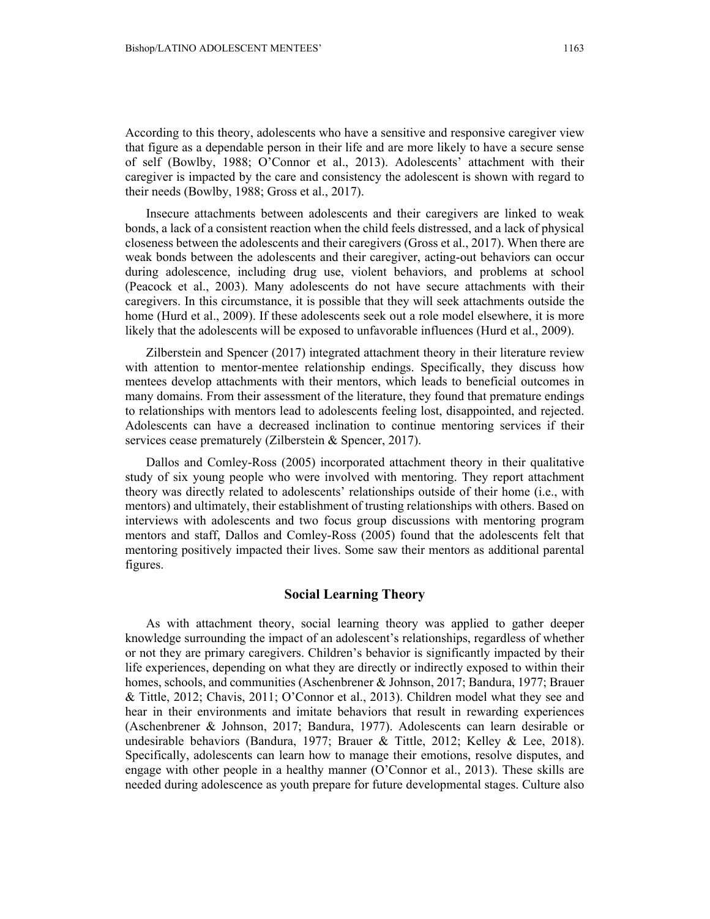According to this theory, adolescents who have a sensitive and responsive caregiver view that figure as a dependable person in their life and are more likely to have a secure sense of self (Bowlby, 1988; O'Connor et al., 2013). Adolescents' attachment with their caregiver is impacted by the care and consistency the adolescent is shown with regard to their needs (Bowlby, 1988; Gross et al., 2017).

Insecure attachments between adolescents and their caregivers are linked to weak bonds, a lack of a consistent reaction when the child feels distressed, and a lack of physical closeness between the adolescents and their caregivers (Gross et al., 2017). When there are weak bonds between the adolescents and their caregiver, acting-out behaviors can occur during adolescence, including drug use, violent behaviors, and problems at school (Peacock et al., 2003). Many adolescents do not have secure attachments with their caregivers. In this circumstance, it is possible that they will seek attachments outside the home (Hurd et al., 2009). If these adolescents seek out a role model elsewhere, it is more likely that the adolescents will be exposed to unfavorable influences (Hurd et al., 2009).

Zilberstein and Spencer (2017) integrated attachment theory in their literature review with attention to mentor-mentee relationship endings. Specifically, they discuss how mentees develop attachments with their mentors, which leads to beneficial outcomes in many domains. From their assessment of the literature, they found that premature endings to relationships with mentors lead to adolescents feeling lost, disappointed, and rejected. Adolescents can have a decreased inclination to continue mentoring services if their services cease prematurely (Zilberstein & Spencer, 2017).

Dallos and Comley-Ross (2005) incorporated attachment theory in their qualitative study of six young people who were involved with mentoring. They report attachment theory was directly related to adolescents' relationships outside of their home (i.e., with mentors) and ultimately, their establishment of trusting relationships with others. Based on interviews with adolescents and two focus group discussions with mentoring program mentors and staff, Dallos and Comley-Ross (2005) found that the adolescents felt that mentoring positively impacted their lives. Some saw their mentors as additional parental figures.

## Social Learning Theory

As with attachment theory, social learning theory was applied to gather deeper knowledge surrounding the impact of an adolescent's relationships, regardless of whether or not they are primary caregivers. Children's behavior is significantly impacted by their life experiences, depending on what they are directly or indirectly exposed to within their homes, schools, and communities (Aschenbrener & Johnson, 2017; Bandura, 1977; Brauer & Tittle, 2012; Chavis, 2011; O'Connor et al., 2013). Children model what they see and hear in their environments and imitate behaviors that result in rewarding experiences (Aschenbrener & Johnson, 2017; Bandura, 1977). Adolescents can learn desirable or undesirable behaviors (Bandura, 1977; Brauer & Tittle, 2012; Kelley & Lee, 2018). Specifically, adolescents can learn how to manage their emotions, resolve disputes, and engage with other people in a healthy manner (O'Connor et al., 2013). These skills are needed during adolescence as youth prepare for future developmental stages. Culture also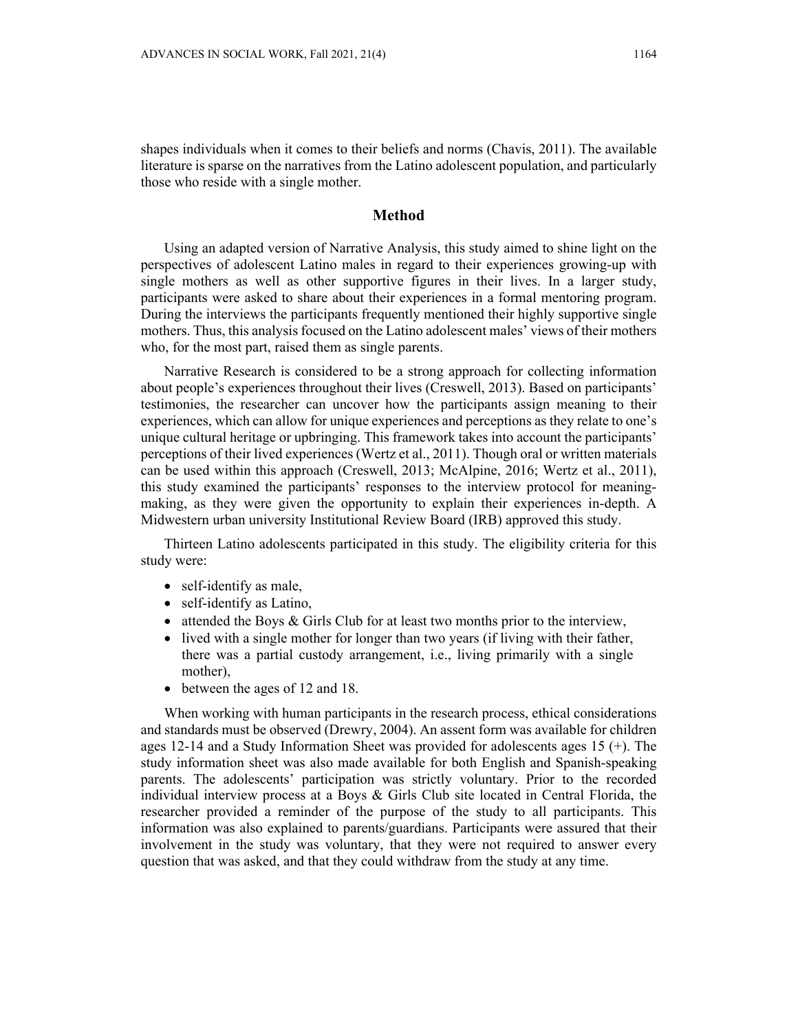shapes individuals when it comes to their beliefs and norms (Chavis, 2011). The available literature is sparse on the narratives from the Latino adolescent population, and particularly those who reside with a single mother.

## Method

Using an adapted version of Narrative Analysis, this study aimed to shine light on the perspectives of adolescent Latino males in regard to their experiences growing-up with single mothers as well as other supportive figures in their lives. In a larger study, participants were asked to share about their experiences in a formal mentoring program. During the interviews the participants frequently mentioned their highly supportive single mothers. Thus, this analysis focused on the Latino adolescent males' views of their mothers who, for the most part, raised them as single parents.

Narrative Research is considered to be a strong approach for collecting information about people's experiences throughout their lives (Creswell, 2013). Based on participants' testimonies, the researcher can uncover how the participants assign meaning to their experiences, which can allow for unique experiences and perceptions as they relate to one's unique cultural heritage or upbringing. This framework takes into account the participants' perceptions of their lived experiences (Wertz et al., 2011). Though oral or written materials can be used within this approach (Creswell, 2013; McAlpine, 2016; Wertz et al., 2011), this study examined the participants' responses to the interview protocol for meaning-making, as they were given the opportunity to explain their experiences in-depth. A Midwestern urban university Institutional Review Board (IRB) approved this study.

Thirteen Latino adolescents participated in this study. The eligibility criteria for this study were:

- self-identify as male,
- self-identify as Latino,
- attended the Boys & Girls Club for at least two months prior to the interview,
- lived with a single mother for longer than two years (if living with their father, there was a partial custody arrangement, i.e., living primarily with a single mother),
- between the ages of 12 and 18.

When working with human participants in the research process, ethical considerations and standards must be observed (Drewry, 2004). An assent form was available for children ages 12-14 and a Study Information Sheet was provided for adolescents ages 15 (+). The study information sheet was also made available for both English and Spanish-speaking parents. The adolescents' participation was strictly voluntary. Prior to the recorded individual interview process at a Boys & Girls Club site located in Central Florida, the researcher provided a reminder of the purpose of the study to all participants. This information was also explained to parents/guardians. Participants were assured that their involvement in the study was voluntary, that they were not required to answer every question that was asked, and that they could withdraw from the study at any time.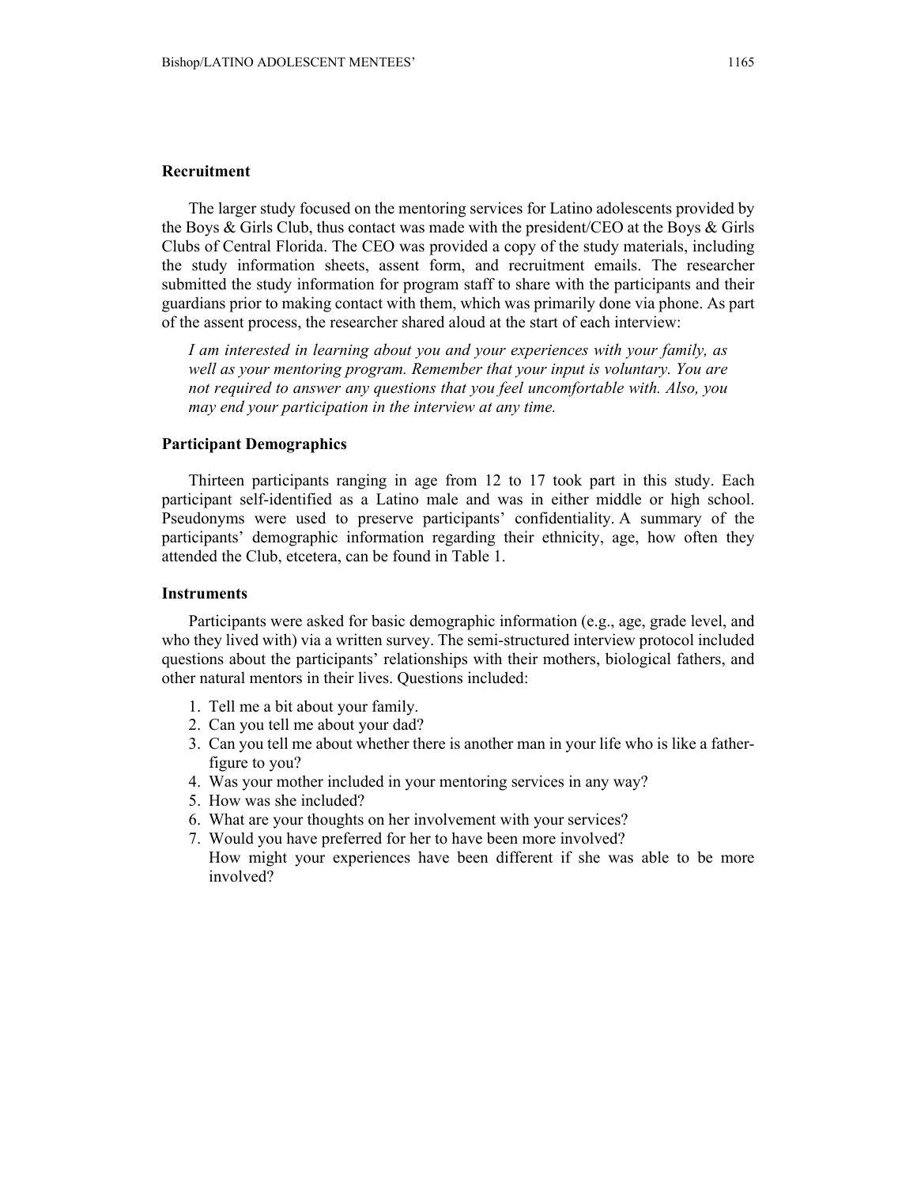## Recruitment

The larger study focused on the mentoring services for Latino adolescents provided by the Boys & Girls Club, thus contact was made with the president/CEO at the Boys & Girls Clubs of Central Florida. The CEO was provided a copy of the study materials, including the study information sheets, assent form, and recruitment emails. The researcher submitted the study information for program staff to share with the participants and their guardians prior to making contact with them, which was primarily done via phone. As part of the assent process, the researcher shared aloud at the start of each interview:

> *I am interested in learning about you and your experiences with your family, as well as your mentoring program. Remember that your input is voluntary. You are not required to answer any questions that you feel uncomfortable with. Also, you may end your participation in the interview at any time.*

## Participant Demographics

Thirteen participants ranging in age from 12 to 17 took part in this study. Each participant self-identified as a Latino male and was in either middle or high school. Pseudonyms were used to preserve participants' confidentiality. A summary of the participants' demographic information regarding their ethnicity, age, how often they attended the Club, etcetera, can be found in Table 1.

## Instruments

Participants were asked for basic demographic information (e.g., age, grade level, and who they lived with) via a written survey. The semi-structured interview protocol included questions about the participants' relationships with their mothers, biological fathers, and other natural mentors in their lives. Questions included:

1. Tell me a bit about your family.
2. Can you tell me about your dad?
3. Can you tell me about whether there is another man in your life who is like a father-figure to you?
4. Was your mother included in your mentoring services in any way?
5. How was she included?
6. What are your thoughts on her involvement with your services?
7. Would you have preferred for her to have been more involved?
   How might your experiences have been different if she was able to be more involved?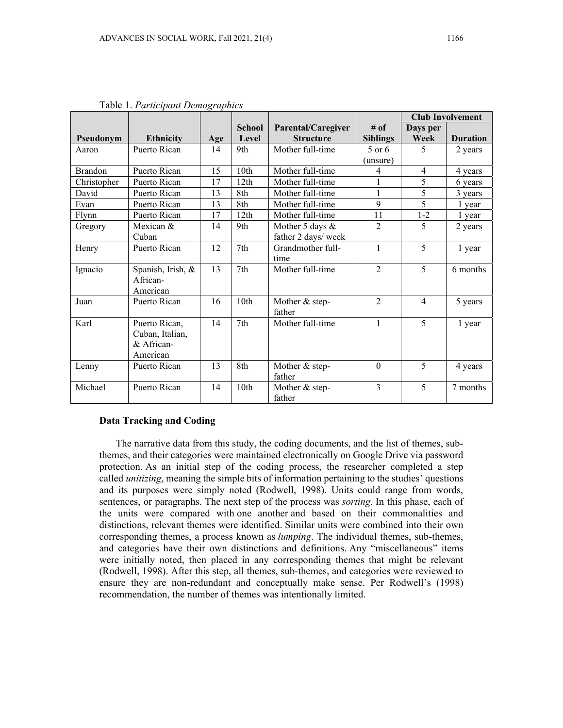Table 1. *Participant Demographics*

| Pseudonym | Ethnicity | Age | School Level | Parental/Caregiver Structure | # of Siblings | Club Involvement | |
|---|---|---|---|---|---|---|---|
| | | | | | | Days per Week | Duration |
| Aaron | Puerto Rican | 14 | 9th | Mother full-time | 5 or 6 (unsure) | 5 | 2 years |
| Brandon | Puerto Rican | 15 | 10th | Mother full-time | 4 | 4 | 4 years |
| Christopher | Puerto Rican | 17 | 12th | Mother full-time | 1 | 5 | 6 years |
| David | Puerto Rican | 13 | 8th | Mother full-time | 1 | 5 | 3 years |
| Evan | Puerto Rican | 13 | 8th | Mother full-time | 9 | 5 | 1 year |
| Flynn | Puerto Rican | 17 | 12th | Mother full-time | 11 | 1-2 | 1 year |
| Gregory | Mexican & Cuban | 14 | 9th | Mother 5 days & father 2 days/ week | 2 | 5 | 2 years |
| Henry | Puerto Rican | 12 | 7th | Grandmother full-time | 1 | 5 | 1 year |
| Ignacio | Spanish, Irish, & African-American | 13 | 7th | Mother full-time | 2 | 5 | 6 months |
| Juan | Puerto Rican | 16 | 10th | Mother & step-father | 2 | 4 | 5 years |
| Karl | Puerto Rican, Cuban, Italian, & African-American | 14 | 7th | Mother full-time | 1 | 5 | 1 year |
| Lenny | Puerto Rican | 13 | 8th | Mother & step-father | 0 | 5 | 4 years |
| Michael | Puerto Rican | 14 | 10th | Mother & step-father | 3 | 5 | 7 months |

### Data Tracking and Coding

The narrative data from this study, the coding documents, and the list of themes, sub-themes, and their categories were maintained electronically on Google Drive via password protection. As an initial step of the coding process, the researcher completed a step called *unitizing*, meaning the simple bits of information pertaining to the studies' questions and its purposes were simply noted (Rodwell, 1998). Units could range from words, sentences, or paragraphs. The next step of the process was *sorting.* In this phase, each of the units were compared with one another and based on their commonalities and distinctions, relevant themes were identified. Similar units were combined into their own corresponding themes, a process known as *lumping*. The individual themes, sub-themes, and categories have their own distinctions and definitions. Any "miscellaneous" items were initially noted, then placed in any corresponding themes that might be relevant (Rodwell, 1998). After this step, all themes, sub-themes, and categories were reviewed to ensure they are non-redundant and conceptually make sense. Per Rodwell's (1998) recommendation, the number of themes was intentionally limited.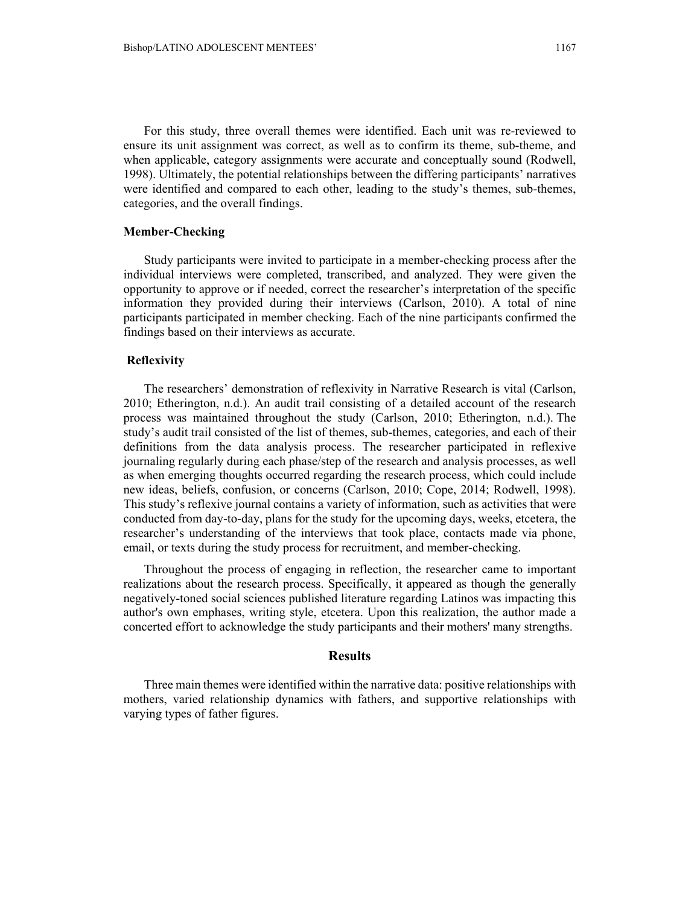For this study, three overall themes were identified. Each unit was re-reviewed to ensure its unit assignment was correct, as well as to confirm its theme, sub-theme, and when applicable, category assignments were accurate and conceptually sound (Rodwell, 1998). Ultimately, the potential relationships between the differing participants' narratives were identified and compared to each other, leading to the study's themes, sub-themes, categories, and the overall findings.

### Member-Checking

Study participants were invited to participate in a member-checking process after the individual interviews were completed, transcribed, and analyzed. They were given the opportunity to approve or if needed, correct the researcher's interpretation of the specific information they provided during their interviews (Carlson, 2010). A total of nine participants participated in member checking. Each of the nine participants confirmed the findings based on their interviews as accurate.

### Reflexivity

The researchers' demonstration of reflexivity in Narrative Research is vital (Carlson, 2010; Etherington, n.d.). An audit trail consisting of a detailed account of the research process was maintained throughout the study (Carlson, 2010; Etherington, n.d.). The study's audit trail consisted of the list of themes, sub-themes, categories, and each of their definitions from the data analysis process. The researcher participated in reflexive journaling regularly during each phase/step of the research and analysis processes, as well as when emerging thoughts occurred regarding the research process, which could include new ideas, beliefs, confusion, or concerns (Carlson, 2010; Cope, 2014; Rodwell, 1998). This study's reflexive journal contains a variety of information, such as activities that were conducted from day-to-day, plans for the study for the upcoming days, weeks, etcetera, the researcher's understanding of the interviews that took place, contacts made via phone, email, or texts during the study process for recruitment, and member-checking.

Throughout the process of engaging in reflection, the researcher came to important realizations about the research process. Specifically, it appeared as though the generally negatively-toned social sciences published literature regarding Latinos was impacting this author's own emphases, writing style, etcetera. Upon this realization, the author made a concerted effort to acknowledge the study participants and their mothers' many strengths.

## Results

Three main themes were identified within the narrative data: positive relationships with mothers, varied relationship dynamics with fathers, and supportive relationships with varying types of father figures.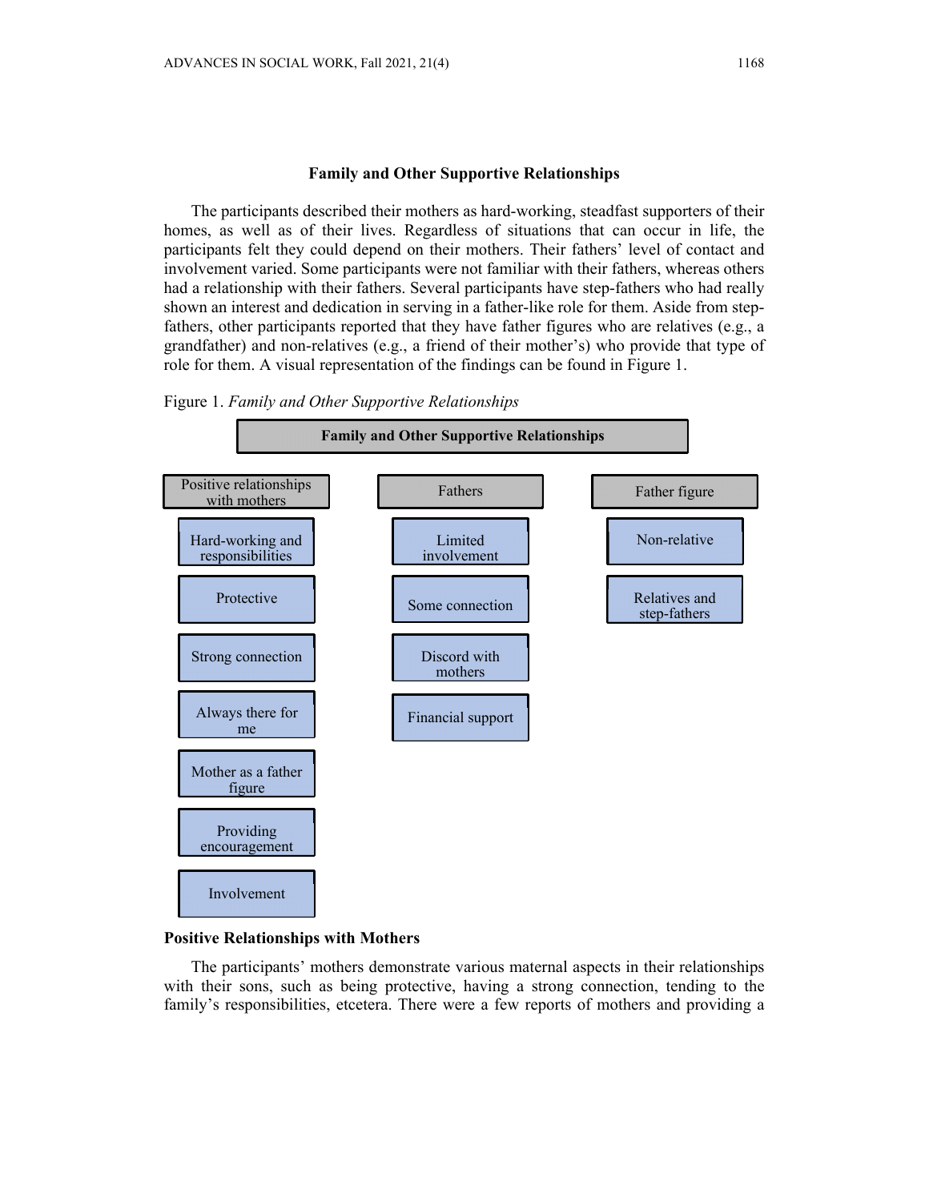### Family and Other Supportive Relationships

The participants described their mothers as hard-working, steadfast supporters of their homes, as well as of their lives. Regardless of situations that can occur in life, the participants felt they could depend on their mothers. Their fathers' level of contact and involvement varied. Some participants were not familiar with their fathers, whereas others had a relationship with their fathers. Several participants have step-fathers who had really shown an interest and dedication in serving in a father-like role for them. Aside from step-fathers, other participants reported that they have father figures who are relatives (e.g., a grandfather) and non-relatives (e.g., a friend of their mother's) who provide that type of role for them. A visual representation of the findings can be found in Figure 1.

Figure 1. *Family and Other Supportive Relationships*

**Family and Other Supportive Relationships**

| Positive relationships with mothers | Fathers | Father figure |
|---|---|---|
| Hard-working and responsibilities | Limited involvement | Non-relative |
| Protective | Some connection | Relatives and step-fathers |
| Strong connection | Discord with mothers | |
| Always there for me | Financial support | |
| Mother as a father figure | | |
| Providing encouragement | | |
| Involvement | | |

#### Positive Relationships with Mothers

The participants' mothers demonstrate various maternal aspects in their relationships with their sons, such as being protective, having a strong connection, tending to the family's responsibilities, etcetera. There were a few reports of mothers and providing a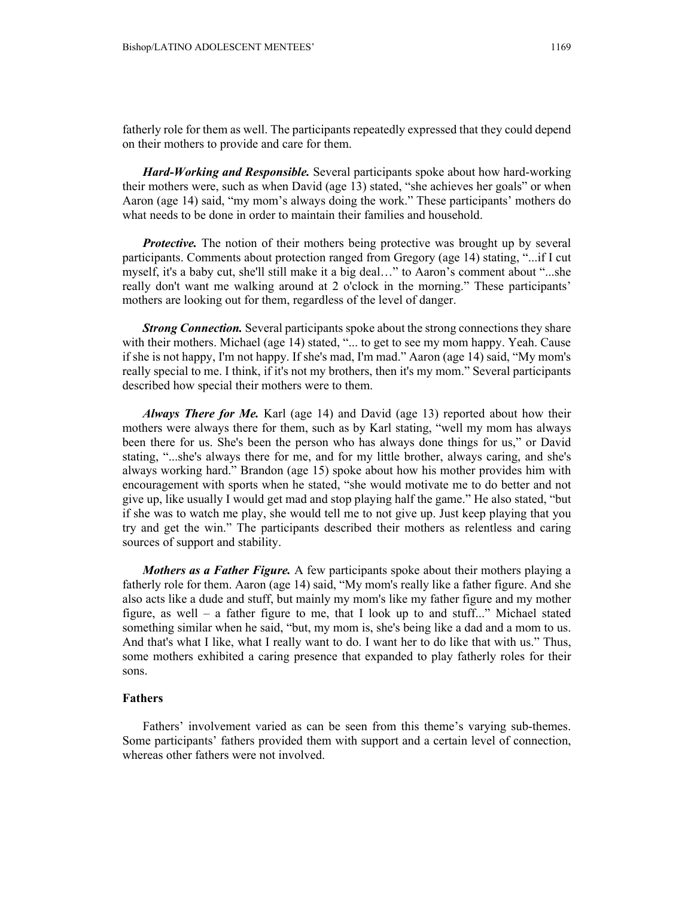fatherly role for them as well. The participants repeatedly expressed that they could depend on their mothers to provide and care for them.

***Hard-Working and Responsible.*** Several participants spoke about how hard-working their mothers were, such as when David (age 13) stated, "she achieves her goals" or when Aaron (age 14) said, "my mom's always doing the work." These participants' mothers do what needs to be done in order to maintain their families and household.

***Protective.*** The notion of their mothers being protective was brought up by several participants. Comments about protection ranged from Gregory (age 14) stating, "...if I cut myself, it's a baby cut, she'll still make it a big deal…" to Aaron's comment about "...she really don't want me walking around at 2 o'clock in the morning." These participants' mothers are looking out for them, regardless of the level of danger.

***Strong Connection.*** Several participants spoke about the strong connections they share with their mothers. Michael (age 14) stated, "... to get to see my mom happy. Yeah. Cause if she is not happy, I'm not happy. If she's mad, I'm mad." Aaron (age 14) said, "My mom's really special to me. I think, if it's not my brothers, then it's my mom." Several participants described how special their mothers were to them.

***Always There for Me.*** Karl (age 14) and David (age 13) reported about how their mothers were always there for them, such as by Karl stating, "well my mom has always been there for us. She's been the person who has always done things for us," or David stating, "...she's always there for me, and for my little brother, always caring, and she's always working hard." Brandon (age 15) spoke about how his mother provides him with encouragement with sports when he stated, "she would motivate me to do better and not give up, like usually I would get mad and stop playing half the game." He also stated, "but if she was to watch me play, she would tell me to not give up. Just keep playing that you try and get the win." The participants described their mothers as relentless and caring sources of support and stability.

***Mothers as a Father Figure.*** A few participants spoke about their mothers playing a fatherly role for them. Aaron (age 14) said, "My mom's really like a father figure. And she also acts like a dude and stuff, but mainly my mom's like my father figure and my mother figure, as well – a father figure to me, that I look up to and stuff..." Michael stated something similar when he said, "but, my mom is, she's being like a dad and a mom to us. And that's what I like, what I really want to do. I want her to do like that with us." Thus, some mothers exhibited a caring presence that expanded to play fatherly roles for their sons.

### Fathers

Fathers' involvement varied as can be seen from this theme's varying sub-themes. Some participants' fathers provided them with support and a certain level of connection, whereas other fathers were not involved.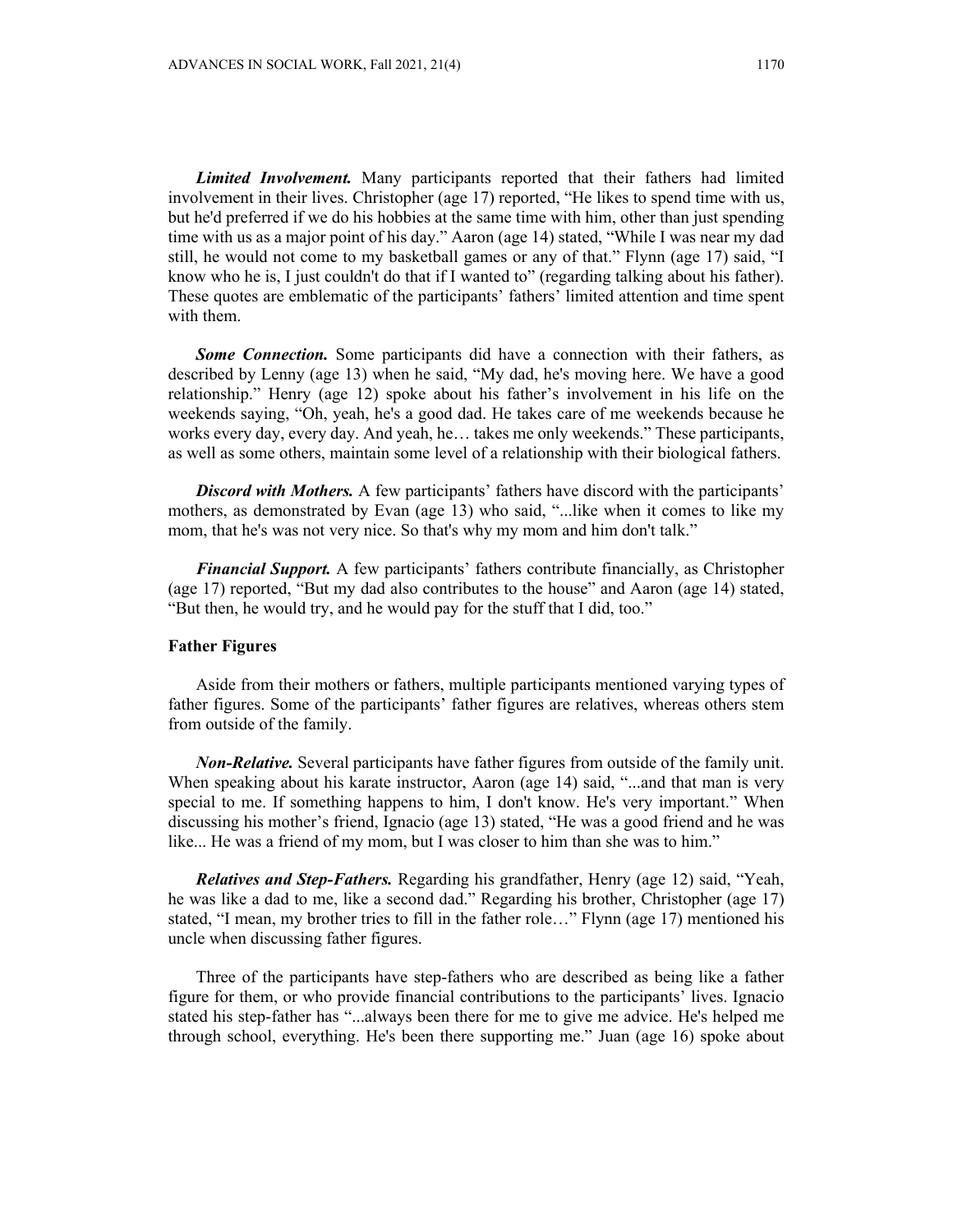***Limited Involvement.*** Many participants reported that their fathers had limited involvement in their lives. Christopher (age 17) reported, "He likes to spend time with us, but he'd preferred if we do his hobbies at the same time with him, other than just spending time with us as a major point of his day." Aaron (age 14) stated, "While I was near my dad still, he would not come to my basketball games or any of that." Flynn (age 17) said, "I know who he is, I just couldn't do that if I wanted to" (regarding talking about his father). These quotes are emblematic of the participants' fathers' limited attention and time spent with them.

***Some Connection.*** Some participants did have a connection with their fathers, as described by Lenny (age 13) when he said, "My dad, he's moving here. We have a good relationship." Henry (age 12) spoke about his father's involvement in his life on the weekends saying, "Oh, yeah, he's a good dad. He takes care of me weekends because he works every day, every day. And yeah, he… takes me only weekends." These participants, as well as some others, maintain some level of a relationship with their biological fathers.

***Discord with Mothers.*** A few participants' fathers have discord with the participants' mothers, as demonstrated by Evan (age 13) who said, "...like when it comes to like my mom, that he's was not very nice. So that's why my mom and him don't talk."

***Financial Support.*** A few participants' fathers contribute financially, as Christopher (age 17) reported, "But my dad also contributes to the house" and Aaron (age 14) stated, "But then, he would try, and he would pay for the stuff that I did, too."

**Father Figures**

Aside from their mothers or fathers, multiple participants mentioned varying types of father figures. Some of the participants' father figures are relatives, whereas others stem from outside of the family.

***Non-Relative.*** Several participants have father figures from outside of the family unit. When speaking about his karate instructor, Aaron (age 14) said, "...and that man is very special to me. If something happens to him, I don't know. He's very important." When discussing his mother's friend, Ignacio (age 13) stated, "He was a good friend and he was like... He was a friend of my mom, but I was closer to him than she was to him."

***Relatives and Step-Fathers.*** Regarding his grandfather, Henry (age 12) said, "Yeah, he was like a dad to me, like a second dad." Regarding his brother, Christopher (age 17) stated, "I mean, my brother tries to fill in the father role…" Flynn (age 17) mentioned his uncle when discussing father figures.

Three of the participants have step-fathers who are described as being like a father figure for them, or who provide financial contributions to the participants' lives. Ignacio stated his step-father has "...always been there for me to give me advice. He's helped me through school, everything. He's been there supporting me." Juan (age 16) spoke about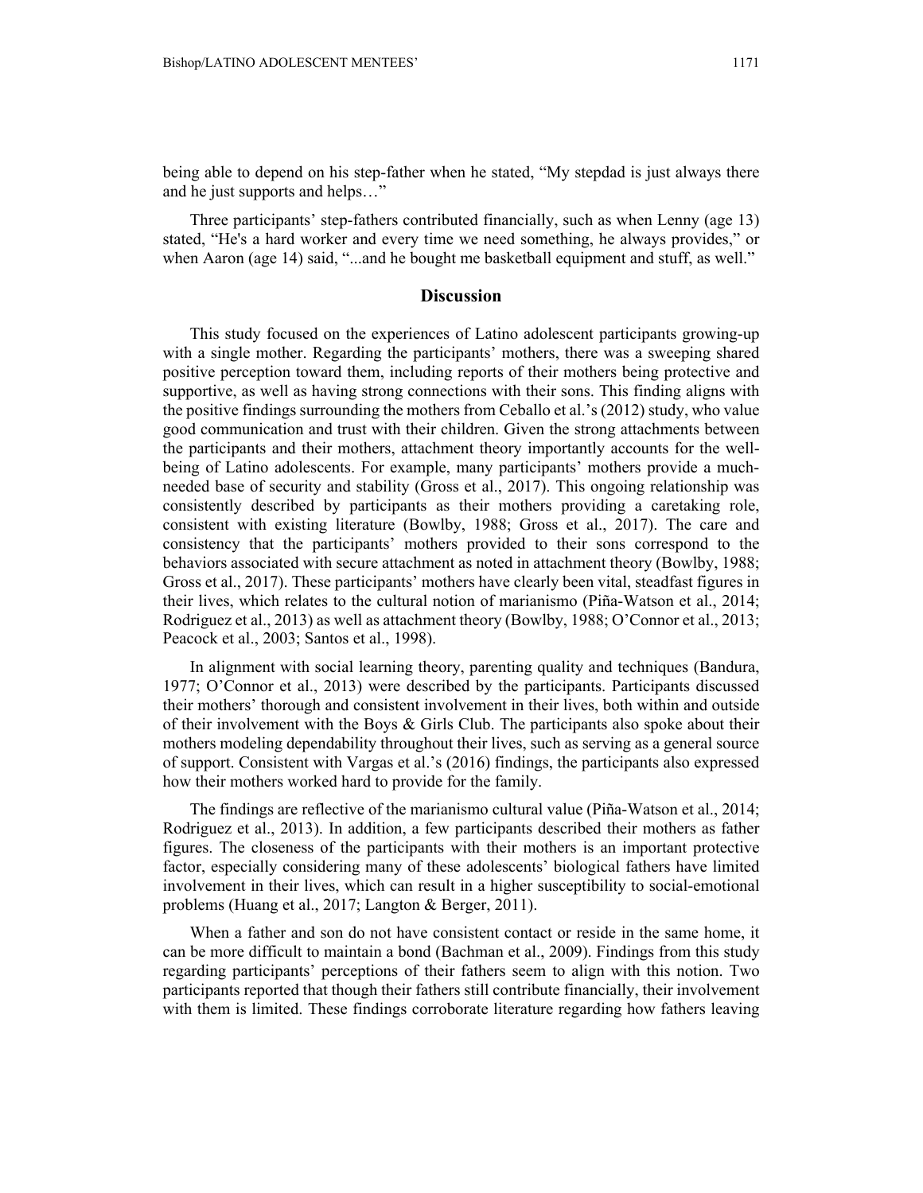being able to depend on his step-father when he stated, "My stepdad is just always there and he just supports and helps…"

Three participants' step-fathers contributed financially, such as when Lenny (age 13) stated, "He's a hard worker and every time we need something, he always provides," or when Aaron (age 14) said, "...and he bought me basketball equipment and stuff, as well."

## Discussion

This study focused on the experiences of Latino adolescent participants growing-up with a single mother. Regarding the participants' mothers, there was a sweeping shared positive perception toward them, including reports of their mothers being protective and supportive, as well as having strong connections with their sons. This finding aligns with the positive findings surrounding the mothers from Ceballo et al.'s (2012) study, who value good communication and trust with their children. Given the strong attachments between the participants and their mothers, attachment theory importantly accounts for the well-being of Latino adolescents. For example, many participants' mothers provide a much-needed base of security and stability (Gross et al., 2017). This ongoing relationship was consistently described by participants as their mothers providing a caretaking role, consistent with existing literature (Bowlby, 1988; Gross et al., 2017). The care and consistency that the participants' mothers provided to their sons correspond to the behaviors associated with secure attachment as noted in attachment theory (Bowlby, 1988; Gross et al., 2017). These participants' mothers have clearly been vital, steadfast figures in their lives, which relates to the cultural notion of marianismo (Piña-Watson et al., 2014; Rodriguez et al., 2013) as well as attachment theory (Bowlby, 1988; O'Connor et al., 2013; Peacock et al., 2003; Santos et al., 1998).

In alignment with social learning theory, parenting quality and techniques (Bandura, 1977; O'Connor et al., 2013) were described by the participants. Participants discussed their mothers' thorough and consistent involvement in their lives, both within and outside of their involvement with the Boys & Girls Club. The participants also spoke about their mothers modeling dependability throughout their lives, such as serving as a general source of support. Consistent with Vargas et al.'s (2016) findings, the participants also expressed how their mothers worked hard to provide for the family.

The findings are reflective of the marianismo cultural value (Piña-Watson et al., 2014; Rodriguez et al., 2013). In addition, a few participants described their mothers as father figures. The closeness of the participants with their mothers is an important protective factor, especially considering many of these adolescents' biological fathers have limited involvement in their lives, which can result in a higher susceptibility to social-emotional problems (Huang et al., 2017; Langton & Berger, 2011).

When a father and son do not have consistent contact or reside in the same home, it can be more difficult to maintain a bond (Bachman et al., 2009). Findings from this study regarding participants' perceptions of their fathers seem to align with this notion. Two participants reported that though their fathers still contribute financially, their involvement with them is limited. These findings corroborate literature regarding how fathers leaving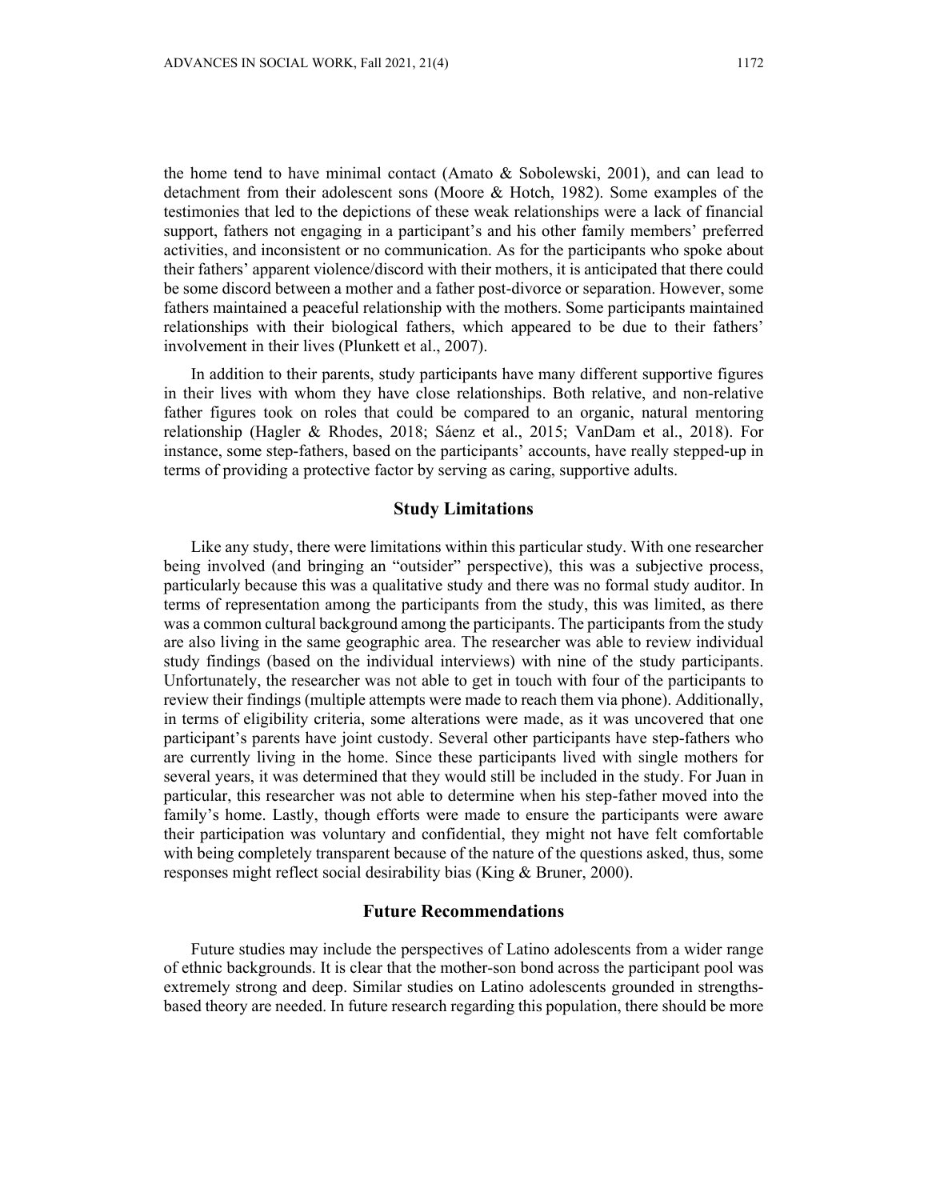the home tend to have minimal contact (Amato & Sobolewski, 2001), and can lead to detachment from their adolescent sons (Moore & Hotch, 1982). Some examples of the testimonies that led to the depictions of these weak relationships were a lack of financial support, fathers not engaging in a participant's and his other family members' preferred activities, and inconsistent or no communication. As for the participants who spoke about their fathers' apparent violence/discord with their mothers, it is anticipated that there could be some discord between a mother and a father post-divorce or separation. However, some fathers maintained a peaceful relationship with the mothers. Some participants maintained relationships with their biological fathers, which appeared to be due to their fathers' involvement in their lives (Plunkett et al., 2007).

In addition to their parents, study participants have many different supportive figures in their lives with whom they have close relationships. Both relative, and non-relative father figures took on roles that could be compared to an organic, natural mentoring relationship (Hagler & Rhodes, 2018; Sáenz et al., 2015; VanDam et al., 2018). For instance, some step-fathers, based on the participants' accounts, have really stepped-up in terms of providing a protective factor by serving as caring, supportive adults.

## Study Limitations

Like any study, there were limitations within this particular study. With one researcher being involved (and bringing an "outsider" perspective), this was a subjective process, particularly because this was a qualitative study and there was no formal study auditor. In terms of representation among the participants from the study, this was limited, as there was a common cultural background among the participants. The participants from the study are also living in the same geographic area. The researcher was able to review individual study findings (based on the individual interviews) with nine of the study participants. Unfortunately, the researcher was not able to get in touch with four of the participants to review their findings (multiple attempts were made to reach them via phone). Additionally, in terms of eligibility criteria, some alterations were made, as it was uncovered that one participant's parents have joint custody. Several other participants have step-fathers who are currently living in the home. Since these participants lived with single mothers for several years, it was determined that they would still be included in the study. For Juan in particular, this researcher was not able to determine when his step-father moved into the family's home. Lastly, though efforts were made to ensure the participants were aware their participation was voluntary and confidential, they might not have felt comfortable with being completely transparent because of the nature of the questions asked, thus, some responses might reflect social desirability bias (King & Bruner, 2000).

## Future Recommendations

Future studies may include the perspectives of Latino adolescents from a wider range of ethnic backgrounds. It is clear that the mother-son bond across the participant pool was extremely strong and deep. Similar studies on Latino adolescents grounded in strengths-based theory are needed. In future research regarding this population, there should be more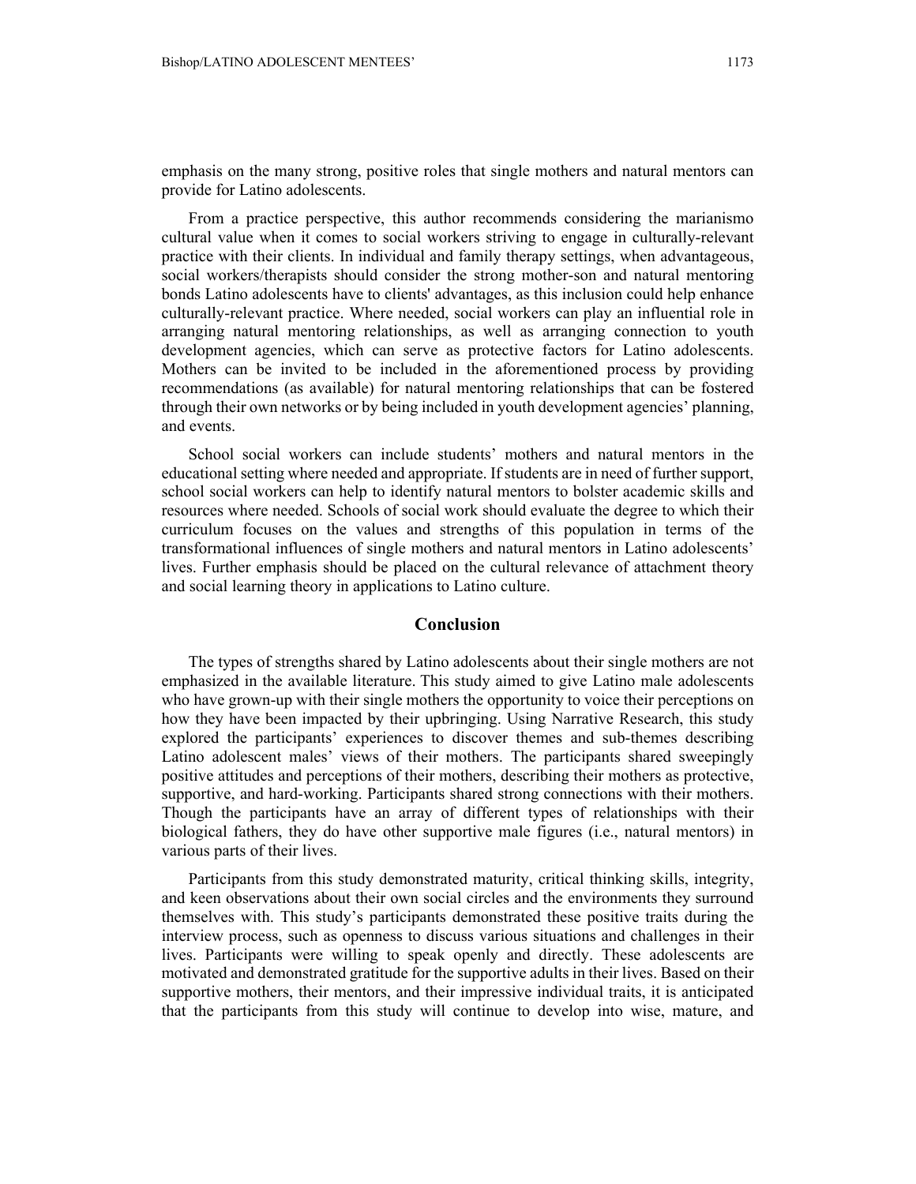emphasis on the many strong, positive roles that single mothers and natural mentors can provide for Latino adolescents.

From a practice perspective, this author recommends considering the marianismo cultural value when it comes to social workers striving to engage in culturally-relevant practice with their clients. In individual and family therapy settings, when advantageous, social workers/therapists should consider the strong mother-son and natural mentoring bonds Latino adolescents have to clients' advantages, as this inclusion could help enhance culturally-relevant practice. Where needed, social workers can play an influential role in arranging natural mentoring relationships, as well as arranging connection to youth development agencies, which can serve as protective factors for Latino adolescents. Mothers can be invited to be included in the aforementioned process by providing recommendations (as available) for natural mentoring relationships that can be fostered through their own networks or by being included in youth development agencies' planning, and events.

School social workers can include students' mothers and natural mentors in the educational setting where needed and appropriate. If students are in need of further support, school social workers can help to identify natural mentors to bolster academic skills and resources where needed. Schools of social work should evaluate the degree to which their curriculum focuses on the values and strengths of this population in terms of the transformational influences of single mothers and natural mentors in Latino adolescents' lives. Further emphasis should be placed on the cultural relevance of attachment theory and social learning theory in applications to Latino culture.

## Conclusion

The types of strengths shared by Latino adolescents about their single mothers are not emphasized in the available literature. This study aimed to give Latino male adolescents who have grown-up with their single mothers the opportunity to voice their perceptions on how they have been impacted by their upbringing. Using Narrative Research, this study explored the participants' experiences to discover themes and sub-themes describing Latino adolescent males' views of their mothers. The participants shared sweepingly positive attitudes and perceptions of their mothers, describing their mothers as protective, supportive, and hard-working. Participants shared strong connections with their mothers. Though the participants have an array of different types of relationships with their biological fathers, they do have other supportive male figures (i.e., natural mentors) in various parts of their lives.

Participants from this study demonstrated maturity, critical thinking skills, integrity, and keen observations about their own social circles and the environments they surround themselves with. This study's participants demonstrated these positive traits during the interview process, such as openness to discuss various situations and challenges in their lives. Participants were willing to speak openly and directly. These adolescents are motivated and demonstrated gratitude for the supportive adults in their lives. Based on their supportive mothers, their mentors, and their impressive individual traits, it is anticipated that the participants from this study will continue to develop into wise, mature, and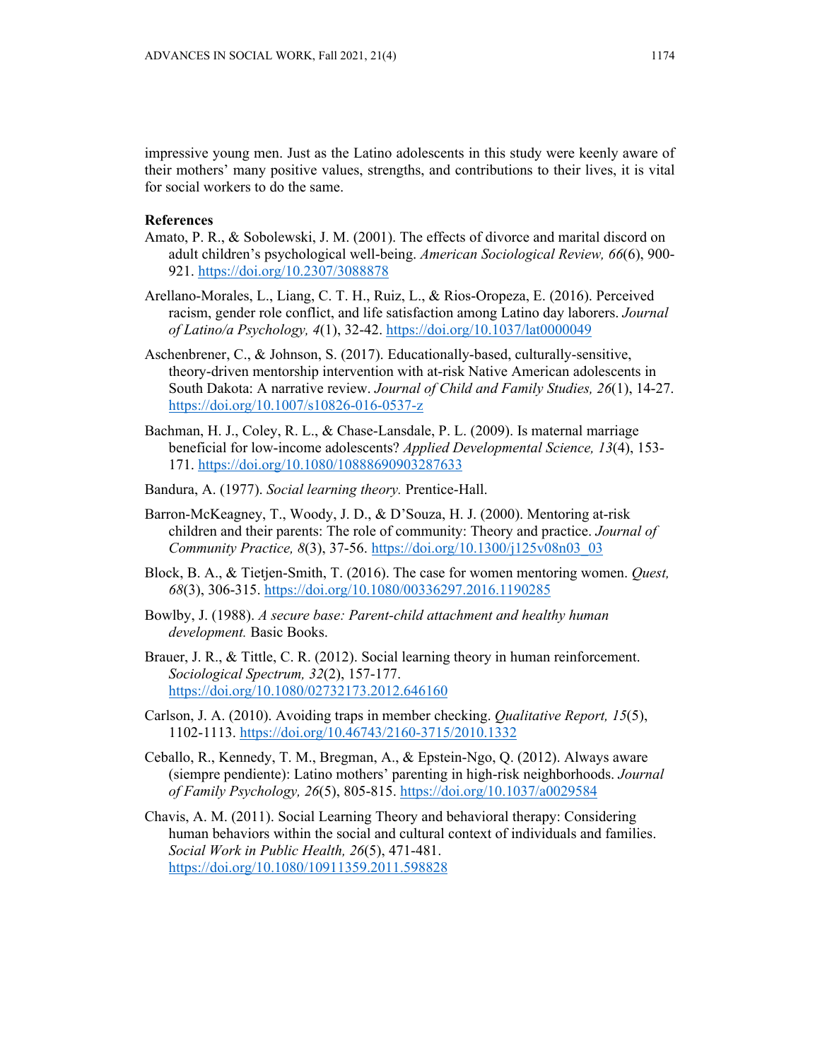impressive young men. Just as the Latino adolescents in this study were keenly aware of their mothers' many positive values, strengths, and contributions to their lives, it is vital for social workers to do the same.

**References**

Amato, P. R., & Sobolewski, J. M. (2001). The effects of divorce and marital discord on adult children's psychological well-being. *American Sociological Review, 66*(6), 900-921. https://doi.org/10.2307/3088878

Arellano-Morales, L., Liang, C. T. H., Ruiz, L., & Rios-Oropeza, E. (2016). Perceived racism, gender role conflict, and life satisfaction among Latino day laborers. *Journal of Latino/a Psychology, 4*(1), 32-42. https://doi.org/10.1037/lat0000049

Aschenbrener, C., & Johnson, S. (2017). Educationally-based, culturally-sensitive, theory-driven mentorship intervention with at-risk Native American adolescents in South Dakota: A narrative review. *Journal of Child and Family Studies, 26*(1), 14-27. https://doi.org/10.1007/s10826-016-0537-z

Bachman, H. J., Coley, R. L., & Chase-Lansdale, P. L. (2009). Is maternal marriage beneficial for low-income adolescents? *Applied Developmental Science, 13*(4), 153-171. https://doi.org/10.1080/10888690903287633

Bandura, A. (1977). *Social learning theory.* Prentice-Hall.

Barron-McKeagney, T., Woody, J. D., & D'Souza, H. J. (2000). Mentoring at-risk children and their parents: The role of community: Theory and practice. *Journal of Community Practice, 8*(3), 37-56. https://doi.org/10.1300/j125v08n03_03

Block, B. A., & Tietjen-Smith, T. (2016). The case for women mentoring women. *Quest, 68*(3), 306-315. https://doi.org/10.1080/00336297.2016.1190285

Bowlby, J. (1988). *A secure base: Parent-child attachment and healthy human development.* Basic Books.

Brauer, J. R., & Tittle, C. R. (2012). Social learning theory in human reinforcement. *Sociological Spectrum, 32*(2), 157-177. https://doi.org/10.1080/02732173.2012.646160

Carlson, J. A. (2010). Avoiding traps in member checking. *Qualitative Report, 15*(5), 1102-1113. https://doi.org/10.46743/2160-3715/2010.1332

Ceballo, R., Kennedy, T. M., Bregman, A., & Epstein-Ngo, Q. (2012). Always aware (siempre pendiente): Latino mothers' parenting in high-risk neighborhoods. *Journal of Family Psychology, 26*(5), 805-815. https://doi.org/10.1037/a0029584

Chavis, A. M. (2011). Social Learning Theory and behavioral therapy: Considering human behaviors within the social and cultural context of individuals and families. *Social Work in Public Health, 26*(5), 471-481. https://doi.org/10.1080/10911359.2011.598828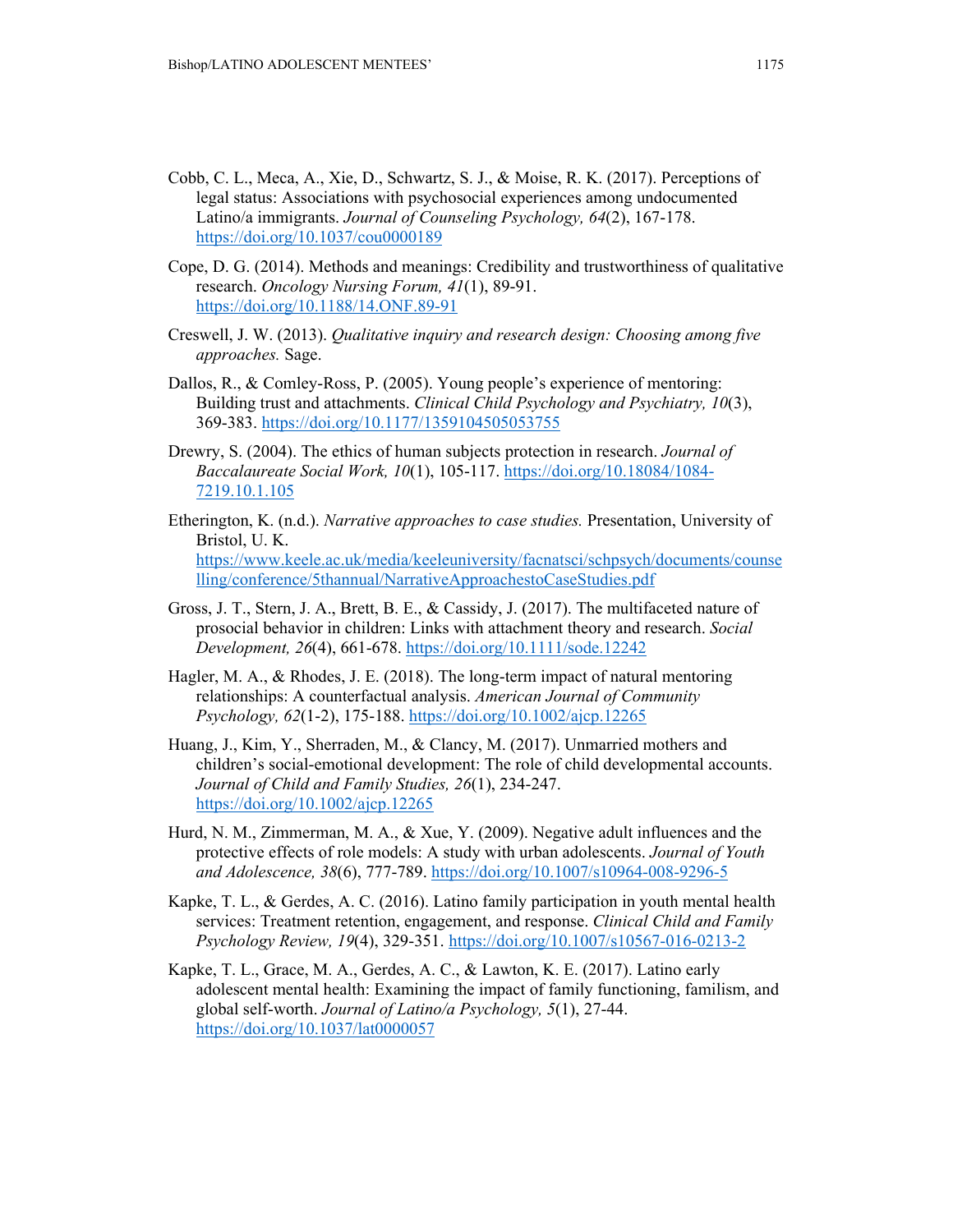Cobb, C. L., Meca, A., Xie, D., Schwartz, S. J., & Moise, R. K. (2017). Perceptions of legal status: Associations with psychosocial experiences among undocumented Latino/a immigrants. *Journal of Counseling Psychology, 64*(2), 167-178. https://doi.org/10.1037/cou0000189

Cope, D. G. (2014). Methods and meanings: Credibility and trustworthiness of qualitative research. *Oncology Nursing Forum, 41*(1), 89-91. https://doi.org/10.1188/14.ONF.89-91

Creswell, J. W. (2013). *Qualitative inquiry and research design: Choosing among five approaches.* Sage.

Dallos, R., & Comley-Ross, P. (2005). Young people's experience of mentoring: Building trust and attachments. *Clinical Child Psychology and Psychiatry, 10*(3), 369-383. https://doi.org/10.1177/1359104505053755

Drewry, S. (2004). The ethics of human subjects protection in research. *Journal of Baccalaureate Social Work, 10*(1), 105-117. https://doi.org/10.18084/1084-7219.10.1.105

Etherington, K. (n.d.). *Narrative approaches to case studies.* Presentation, University of Bristol, U. K. https://www.keele.ac.uk/media/keeleuniversity/facnatsci/schpsych/documents/counselling/conference/5thannual/NarrativeApproachestoCaseStudies.pdf

Gross, J. T., Stern, J. A., Brett, B. E., & Cassidy, J. (2017). The multifaceted nature of prosocial behavior in children: Links with attachment theory and research. *Social Development, 26*(4), 661-678. https://doi.org/10.1111/sode.12242

Hagler, M. A., & Rhodes, J. E. (2018). The long-term impact of natural mentoring relationships: A counterfactual analysis. *American Journal of Community Psychology, 62*(1-2), 175-188. https://doi.org/10.1002/ajcp.12265

Huang, J., Kim, Y., Sherraden, M., & Clancy, M. (2017). Unmarried mothers and children's social-emotional development: The role of child developmental accounts. *Journal of Child and Family Studies, 26*(1), 234-247. https://doi.org/10.1002/ajcp.12265

Hurd, N. M., Zimmerman, M. A., & Xue, Y. (2009). Negative adult influences and the protective effects of role models: A study with urban adolescents. *Journal of Youth and Adolescence, 38*(6), 777-789. https://doi.org/10.1007/s10964-008-9296-5

Kapke, T. L., & Gerdes, A. C. (2016). Latino family participation in youth mental health services: Treatment retention, engagement, and response. *Clinical Child and Family Psychology Review, 19*(4), 329-351. https://doi.org/10.1007/s10567-016-0213-2

Kapke, T. L., Grace, M. A., Gerdes, A. C., & Lawton, K. E. (2017). Latino early adolescent mental health: Examining the impact of family functioning, familism, and global self-worth. *Journal of Latino/a Psychology, 5*(1), 27-44. https://doi.org/10.1037/lat0000057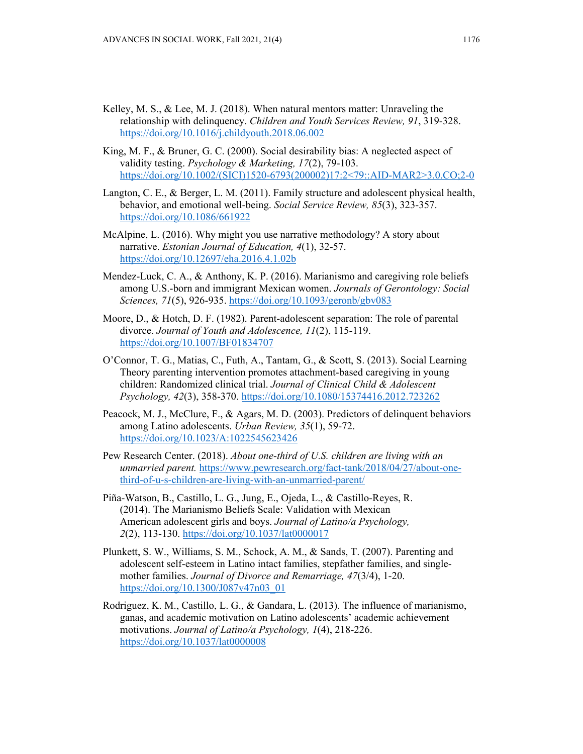Kelley, M. S., & Lee, M. J. (2018). When natural mentors matter: Unraveling the relationship with delinquency. *Children and Youth Services Review, 91*, 319-328. https://doi.org/10.1016/j.childyouth.2018.06.002

King, M. F., & Bruner, G. C. (2000). Social desirability bias: A neglected aspect of validity testing. *Psychology & Marketing, 17*(2), 79-103. https://doi.org/10.1002/(SICI)1520-6793(200002)17:2<79::AID-MAR2>3.0.CO;2-0

Langton, C. E., & Berger, L. M. (2011). Family structure and adolescent physical health, behavior, and emotional well-being. *Social Service Review, 85*(3), 323-357. https://doi.org/10.1086/661922

McAlpine, L. (2016). Why might you use narrative methodology? A story about narrative. *Estonian Journal of Education, 4*(1), 32-57. https://doi.org/10.12697/eha.2016.4.1.02b

Mendez-Luck, C. A., & Anthony, K. P. (2016). Marianismo and caregiving role beliefs among U.S.-born and immigrant Mexican women. *Journals of Gerontology: Social Sciences, 71*(5), 926-935. https://doi.org/10.1093/geronb/gbv083

Moore, D., & Hotch, D. F. (1982). Parent-adolescent separation: The role of parental divorce. *Journal of Youth and Adolescence, 11*(2), 115-119. https://doi.org/10.1007/BF01834707

O'Connor, T. G., Matias, C., Futh, A., Tantam, G., & Scott, S. (2013). Social Learning Theory parenting intervention promotes attachment-based caregiving in young children: Randomized clinical trial. *Journal of Clinical Child & Adolescent Psychology, 42*(3), 358-370. https://doi.org/10.1080/15374416.2012.723262

Peacock, M. J., McClure, F., & Agars, M. D. (2003). Predictors of delinquent behaviors among Latino adolescents. *Urban Review, 35*(1), 59-72. https://doi.org/10.1023/A:1022545623426

Pew Research Center. (2018). *About one-third of U.S. children are living with an unmarried parent.* https://www.pewresearch.org/fact-tank/2018/04/27/about-one-third-of-u-s-children-are-living-with-an-unmarried-parent/

Piña-Watson, B., Castillo, L. G., Jung, E., Ojeda, L., & Castillo-Reyes, R. (2014). The Marianismo Beliefs Scale: Validation with Mexican American adolescent girls and boys. *Journal of Latino/a Psychology, 2*(2), 113-130. https://doi.org/10.1037/lat0000017

Plunkett, S. W., Williams, S. M., Schock, A. M., & Sands, T. (2007). Parenting and adolescent self-esteem in Latino intact families, stepfather families, and single-mother families. *Journal of Divorce and Remarriage, 47*(3/4), 1-20. https://doi.org/10.1300/J087v47n03_01

Rodriguez, K. M., Castillo, L. G., & Gandara, L. (2013). The influence of marianismo, ganas, and academic motivation on Latino adolescents' academic achievement motivations. *Journal of Latino/a Psychology, 1*(4), 218-226. https://doi.org/10.1037/lat0000008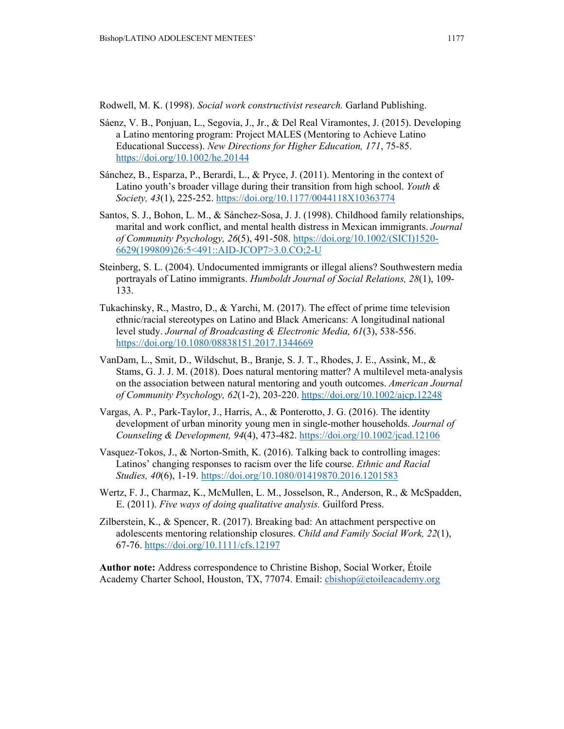Rodwell, M. K. (1998). *Social work constructivist research.* Garland Publishing.

Sáenz, V. B., Ponjuan, L., Segovia, J., Jr., & Del Real Viramontes, J. (2015). Developing a Latino mentoring program: Project MALES (Mentoring to Achieve Latino Educational Success). *New Directions for Higher Education, 171*, 75-85. https://doi.org/10.1002/he.20144

Sánchez, B., Esparza, P., Berardi, L., & Pryce, J. (2011). Mentoring in the context of Latino youth's broader village during their transition from high school. *Youth & Society, 43*(1), 225-252. https://doi.org/10.1177/0044118X10363774

Santos, S. J., Bohon, L. M., & Sánchez-Sosa, J. J. (1998). Childhood family relationships, marital and work conflict, and mental health distress in Mexican immigrants. *Journal of Community Psychology, 26*(5), 491-508. https://doi.org/10.1002/(SICI)1520-6629(199809)26:5<491::AID-JCOP7>3.0.CO;2-U

Steinberg, S. L. (2004). Undocumented immigrants or illegal aliens? Southwestern media portrayals of Latino immigrants. *Humboldt Journal of Social Relations, 28*(1), 109-133.

Tukachinsky, R., Mastro, D., & Yarchi, M. (2017). The effect of prime time television ethnic/racial stereotypes on Latino and Black Americans: A longitudinal national level study. *Journal of Broadcasting & Electronic Media, 61*(3), 538-556. https://doi.org/10.1080/08838151.2017.1344669

VanDam, L., Smit, D., Wildschut, B., Branje, S. J. T., Rhodes, J. E., Assink, M., & Stams, G. J. J. M. (2018). Does natural mentoring matter? A multilevel meta-analysis on the association between natural mentoring and youth outcomes. *American Journal of Community Psychology, 62*(1-2), 203-220. https://doi.org/10.1002/ajcp.12248

Vargas, A. P., Park-Taylor, J., Harris, A., & Ponterotto, J. G. (2016). The identity development of urban minority young men in single-mother households. *Journal of Counseling & Development, 94*(4), 473-482. https://doi.org/10.1002/jcad.12106

Vasquez-Tokos, J., & Norton-Smith, K. (2016). Talking back to controlling images: Latinos' changing responses to racism over the life course. *Ethnic and Racial Studies, 40*(6), 1-19. https://doi.org/10.1080/01419870.2016.1201583

Wertz, F. J., Charmaz, K., McMullen, L. M., Josselson, R., Anderson, R., & McSpadden, E. (2011). *Five ways of doing qualitative analysis.* Guilford Press.

Zilberstein, K., & Spencer, R. (2017). Breaking bad: An attachment perspective on adolescents mentoring relationship closures. *Child and Family Social Work, 22*(1), 67-76. https://doi.org/10.1111/cfs.12197

**Author note:** Address correspondence to Christine Bishop, Social Worker, Étoile Academy Charter School, Houston, TX, 77074. Email: cbishop@etoileacademy.org